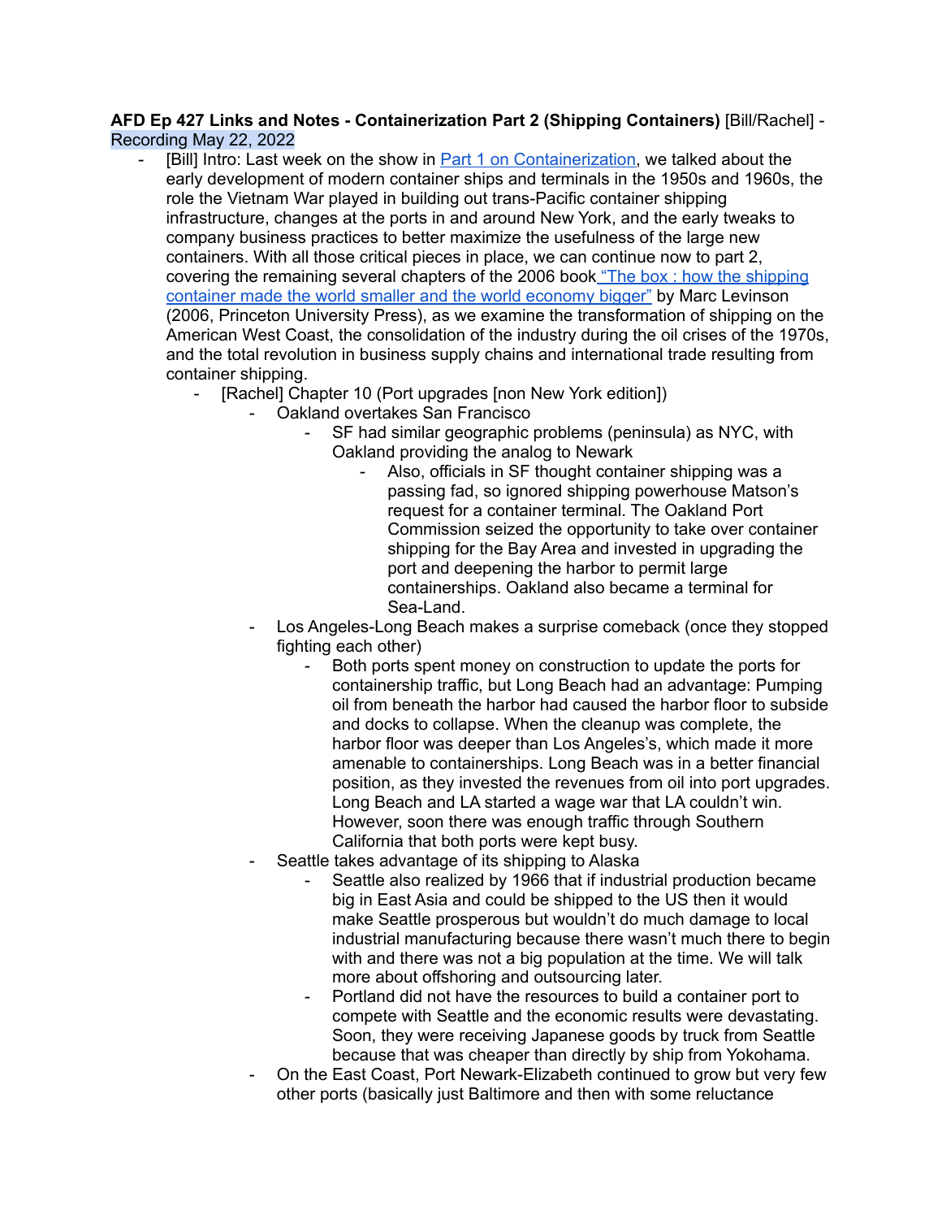**AFD Ep 427 Links and Notes - Containerization Part 2 (Shipping Containers)** [Bill/Rachel] - Recording May 22, 2022

- [Bill] Intro: Last week on the show in Part 1 on Containerization, we talked about the early development of modern container ships and terminals in the 1950s and 1960s, the role the Vietnam War played in building out trans-Pacific container shipping infrastructure, changes at the ports in and around New York, and the early tweaks to company business practices to better maximize the usefulness of the large new containers. With all those critical pieces in place, we can continue now to part 2, covering the remaining several chapters of the 2006 book "The box : how the shipping container made the world smaller and the world economy bigger" by Marc Levinson (2006, Princeton University Press), as we examine the transformation of shipping on the American West Coast, the consolidation of the industry during the oil crises of the 1970s, and the total revolution in business supply chains and international trade resulting from container shipping.
    - [Rachel] Chapter 10 (Port upgrades [non New York edition])
        - Oakland overtakes San Francisco
            - SF had similar geographic problems (peninsula) as NYC, with Oakland providing the analog to Newark
                - Also, officials in SF thought container shipping was a passing fad, so ignored shipping powerhouse Matson's request for a container terminal. The Oakland Port Commission seized the opportunity to take over container shipping for the Bay Area and invested in upgrading the port and deepening the harbor to permit large containerships. Oakland also became a terminal for Sea-Land.
        - Los Angeles-Long Beach makes a surprise comeback (once they stopped fighting each other)
            - Both ports spent money on construction to update the ports for containership traffic, but Long Beach had an advantage: Pumping oil from beneath the harbor had caused the harbor floor to subside and docks to collapse. When the cleanup was complete, the harbor floor was deeper than Los Angeles's, which made it more amenable to containerships. Long Beach was in a better financial position, as they invested the revenues from oil into port upgrades. Long Beach and LA started a wage war that LA couldn't win. However, soon there was enough traffic through Southern California that both ports were kept busy.
        - Seattle takes advantage of its shipping to Alaska
            - Seattle also realized by 1966 that if industrial production became big in East Asia and could be shipped to the US then it would make Seattle prosperous but wouldn't do much damage to local industrial manufacturing because there wasn't much there to begin with and there was not a big population at the time. We will talk more about offshoring and outsourcing later.
            - Portland did not have the resources to build a container port to compete with Seattle and the economic results were devastating. Soon, they were receiving Japanese goods by truck from Seattle because that was cheaper than directly by ship from Yokohama.
        - On the East Coast, Port Newark-Elizabeth continued to grow but very few other ports (basically just Baltimore and then with some reluctance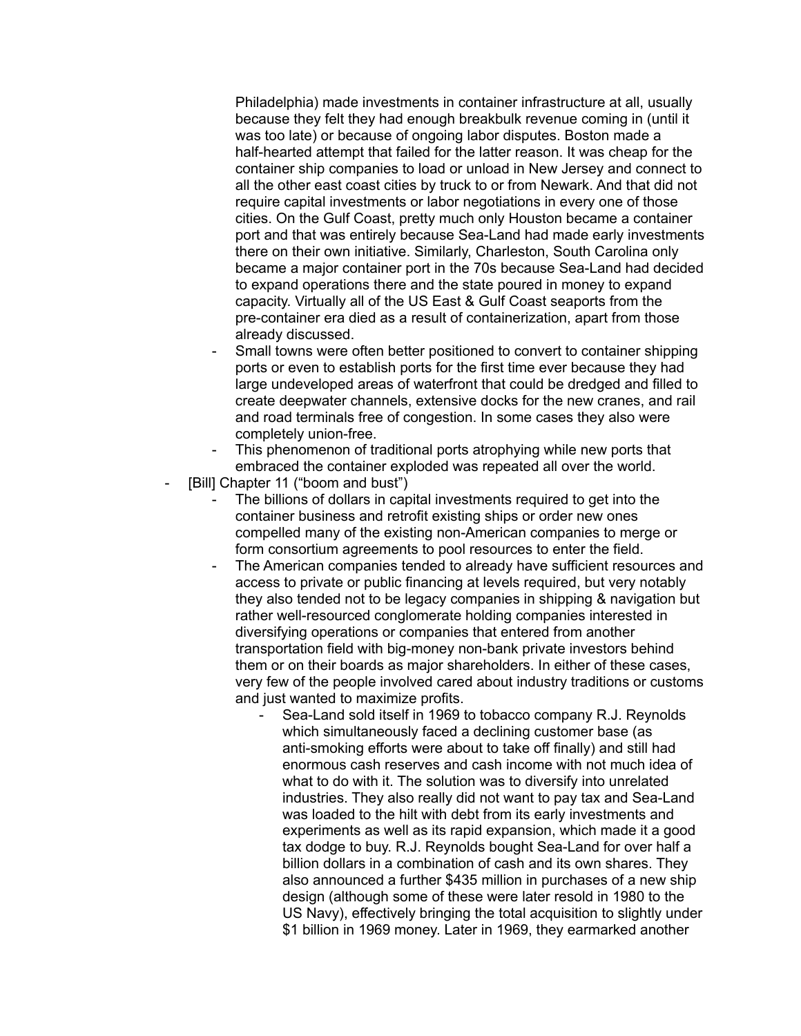Philadelphia) made investments in container infrastructure at all, usually because they felt they had enough breakbulk revenue coming in (until it was too late) or because of ongoing labor disputes. Boston made a half-hearted attempt that failed for the latter reason. It was cheap for the container ship companies to load or unload in New Jersey and connect to all the other east coast cities by truck to or from Newark. And that did not require capital investments or labor negotiations in every one of those cities. On the Gulf Coast, pretty much only Houston became a container port and that was entirely because Sea-Land had made early investments there on their own initiative. Similarly, Charleston, South Carolina only became a major container port in the 70s because Sea-Land had decided to expand operations there and the state poured in money to expand capacity. Virtually all of the US East & Gulf Coast seaports from the pre-container era died as a result of containerization, apart from those already discussed.

    - Small towns were often better positioned to convert to container shipping ports or even to establish ports for the first time ever because they had large undeveloped areas of waterfront that could be dredged and filled to create deepwater channels, extensive docks for the new cranes, and rail and road terminals free of congestion. In some cases they also were completely union-free.
    - This phenomenon of traditional ports atrophying while new ports that embraced the container exploded was repeated all over the world.
- [Bill] Chapter 11 ("boom and bust")
    - The billions of dollars in capital investments required to get into the container business and retrofit existing ships or order new ones compelled many of the existing non-American companies to merge or form consortium agreements to pool resources to enter the field.
    - The American companies tended to already have sufficient resources and access to private or public financing at levels required, but very notably they also tended not to be legacy companies in shipping & navigation but rather well-resourced conglomerate holding companies interested in diversifying operations or companies that entered from another transportation field with big-money non-bank private investors behind them or on their boards as major shareholders. In either of these cases, very few of the people involved cared about industry traditions or customs and just wanted to maximize profits.
        - Sea-Land sold itself in 1969 to tobacco company R.J. Reynolds which simultaneously faced a declining customer base (as anti-smoking efforts were about to take off finally) and still had enormous cash reserves and cash income with not much idea of what to do with it. The solution was to diversify into unrelated industries. They also really did not want to pay tax and Sea-Land was loaded to the hilt with debt from its early investments and experiments as well as its rapid expansion, which made it a good tax dodge to buy. R.J. Reynolds bought Sea-Land for over half a billion dollars in a combination of cash and its own shares. They also announced a further $435 million in purchases of a new ship design (although some of these were later resold in 1980 to the US Navy), effectively bringing the total acquisition to slightly under $1 billion in 1969 money. Later in 1969, they earmarked another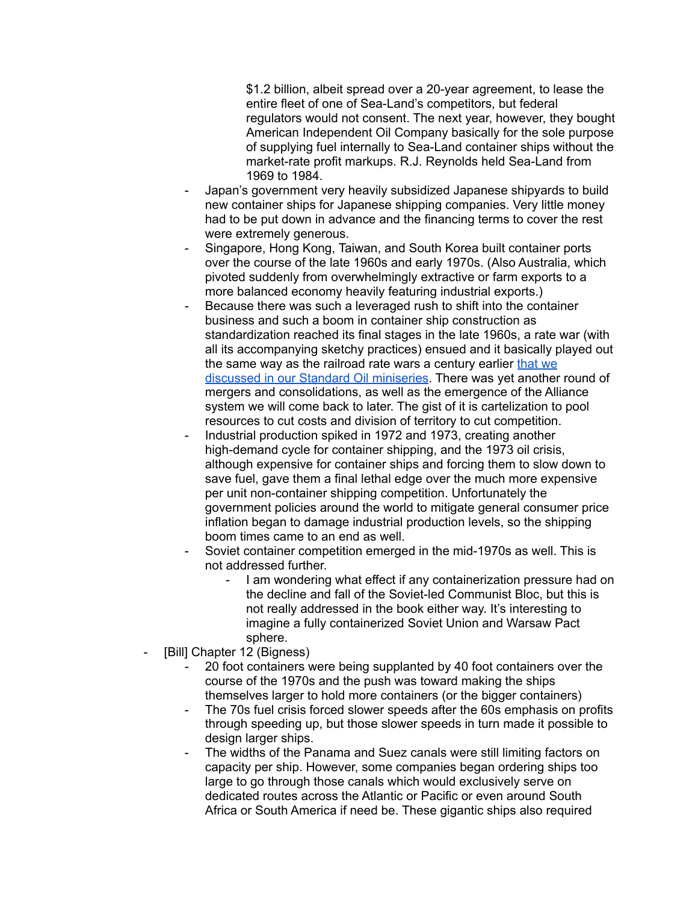$1.2 billion, albeit spread over a 20-year agreement, to lease the entire fleet of one of Sea-Land's competitors, but federal regulators would not consent. The next year, however, they bought American Independent Oil Company basically for the sole purpose of supplying fuel internally to Sea-Land container ships without the market-rate profit markups. R.J. Reynolds held Sea-Land from 1969 to 1984.

  - Japan's government very heavily subsidized Japanese shipyards to build new container ships for Japanese shipping companies. Very little money had to be put down in advance and the financing terms to cover the rest were extremely generous.
  - Singapore, Hong Kong, Taiwan, and South Korea built container ports over the course of the late 1960s and early 1970s. (Also Australia, which pivoted suddenly from overwhelmingly extractive or farm exports to a more balanced economy heavily featuring industrial exports.)
  - Because there was such a leveraged rush to shift into the container business and such a boom in container ship construction as standardization reached its final stages in the late 1960s, a rate war (with all its accompanying sketchy practices) ensued and it basically played out the same way as the railroad rate wars a century earlier [that we discussed in our Standard Oil miniseries](). There was yet another round of mergers and consolidations, as well as the emergence of the Alliance system we will come back to later. The gist of it is cartelization to pool resources to cut costs and division of territory to cut competition.
  - Industrial production spiked in 1972 and 1973, creating another high-demand cycle for container shipping, and the 1973 oil crisis, although expensive for container ships and forcing them to slow down to save fuel, gave them a final lethal edge over the much more expensive per unit non-container shipping competition. Unfortunately the government policies around the world to mitigate general consumer price inflation began to damage industrial production levels, so the shipping boom times came to an end as well.
  - Soviet container competition emerged in the mid-1970s as well. This is not addressed further.
    - I am wondering what effect if any containerization pressure had on the decline and fall of the Soviet-led Communist Bloc, but this is not really addressed in the book either way. It's interesting to imagine a fully containerized Soviet Union and Warsaw Pact sphere.
- [Bill] Chapter 12 (Bigness)
  - 20 foot containers were being supplanted by 40 foot containers over the course of the 1970s and the push was toward making the ships themselves larger to hold more containers (or the bigger containers)
  - The 70s fuel crisis forced slower speeds after the 60s emphasis on profits through speeding up, but those slower speeds in turn made it possible to design larger ships.
  - The widths of the Panama and Suez canals were still limiting factors on capacity per ship. However, some companies began ordering ships too large to go through those canals which would exclusively serve on dedicated routes across the Atlantic or Pacific or even around South Africa or South America if need be. These gigantic ships also required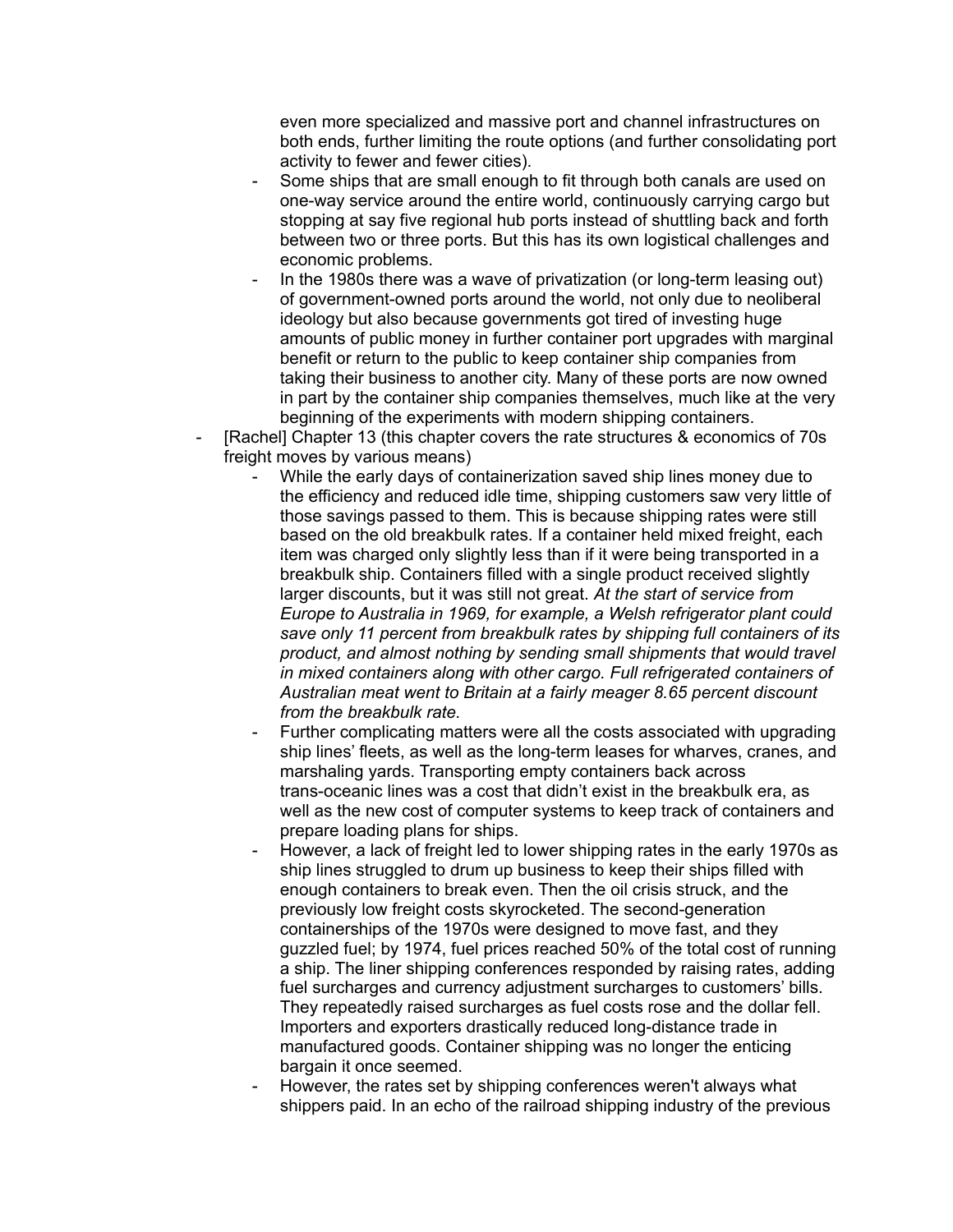- even more specialized and massive port and channel infrastructures on both ends, further limiting the route options (and further consolidating port activity to fewer and fewer cities).
  - Some ships that are small enough to fit through both canals are used on one-way service around the entire world, continuously carrying cargo but stopping at say five regional hub ports instead of shuttling back and forth between two or three ports. But this has its own logistical challenges and economic problems.
  - In the 1980s there was a wave of privatization (or long-term leasing out) of government-owned ports around the world, not only due to neoliberal ideology but also because governments got tired of investing huge amounts of public money in further container port upgrades with marginal benefit or return to the public to keep container ship companies from taking their business to another city. Many of these ports are now owned in part by the container ship companies themselves, much like at the very beginning of the experiments with modern shipping containers.
- [Rachel] Chapter 13 (this chapter covers the rate structures & economics of 70s freight moves by various means)
  - While the early days of containerization saved ship lines money due to the efficiency and reduced idle time, shipping customers saw very little of those savings passed to them. This is because shipping rates were still based on the old breakbulk rates. If a container held mixed freight, each item was charged only slightly less than if it were being transported in a breakbulk ship. Containers filled with a single product received slightly larger discounts, but it was still not great. *At the start of service from Europe to Australia in 1969, for example, a Welsh refrigerator plant could save only 11 percent from breakbulk rates by shipping full containers of its product, and almost nothing by sending small shipments that would travel in mixed containers along with other cargo. Full refrigerated containers of Australian meat went to Britain at a fairly meager 8.65 percent discount from the breakbulk rate.*
  - Further complicating matters were all the costs associated with upgrading ship lines' fleets, as well as the long-term leases for wharves, cranes, and marshaling yards. Transporting empty containers back across trans-oceanic lines was a cost that didn't exist in the breakbulk era, as well as the new cost of computer systems to keep track of containers and prepare loading plans for ships.
  - However, a lack of freight led to lower shipping rates in the early 1970s as ship lines struggled to drum up business to keep their ships filled with enough containers to break even. Then the oil crisis struck, and the previously low freight costs skyrocketed. The second-generation containerships of the 1970s were designed to move fast, and they guzzled fuel; by 1974, fuel prices reached 50% of the total cost of running a ship. The liner shipping conferences responded by raising rates, adding fuel surcharges and currency adjustment surcharges to customers' bills. They repeatedly raised surcharges as fuel costs rose and the dollar fell. Importers and exporters drastically reduced long-distance trade in manufactured goods. Container shipping was no longer the enticing bargain it once seemed.
  - However, the rates set by shipping conferences weren't always what shippers paid. In an echo of the railroad shipping industry of the previous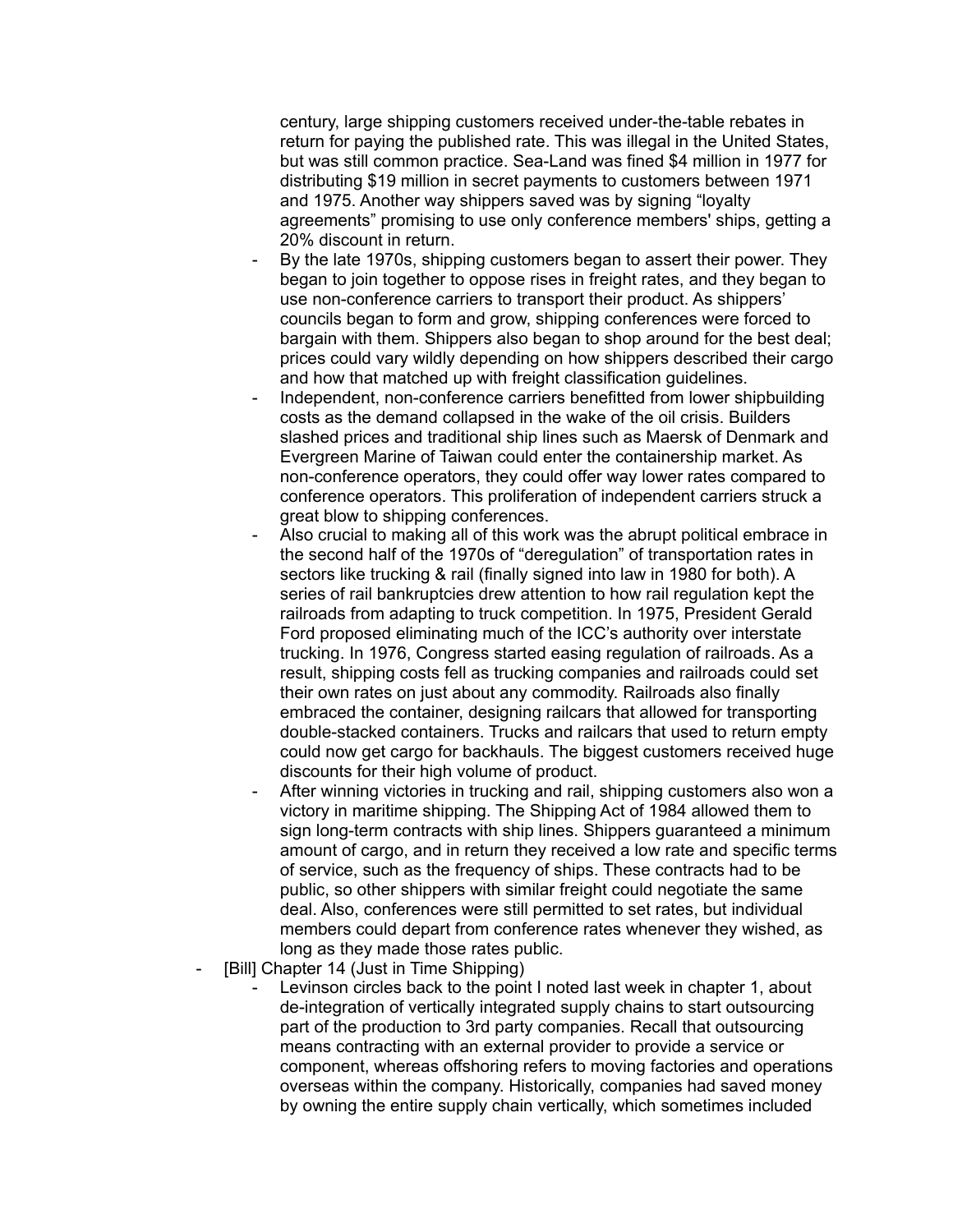century, large shipping customers received under-the-table rebates in return for paying the published rate. This was illegal in the United States, but was still common practice. Sea-Land was fined $4 million in 1977 for distributing $19 million in secret payments to customers between 1971 and 1975. Another way shippers saved was by signing "loyalty agreements" promising to use only conference members' ships, getting a 20% discount in return.
  - By the late 1970s, shipping customers began to assert their power. They began to join together to oppose rises in freight rates, and they began to use non-conference carriers to transport their product. As shippers' councils began to form and grow, shipping conferences were forced to bargain with them. Shippers also began to shop around for the best deal; prices could vary wildly depending on how shippers described their cargo and how that matched up with freight classification guidelines.
  - Independent, non-conference carriers benefitted from lower shipbuilding costs as the demand collapsed in the wake of the oil crisis. Builders slashed prices and traditional ship lines such as Maersk of Denmark and Evergreen Marine of Taiwan could enter the containership market. As non-conference operators, they could offer way lower rates compared to conference operators. This proliferation of independent carriers struck a great blow to shipping conferences.
  - Also crucial to making all of this work was the abrupt political embrace in the second half of the 1970s of "deregulation" of transportation rates in sectors like trucking & rail (finally signed into law in 1980 for both). A series of rail bankruptcies drew attention to how rail regulation kept the railroads from adapting to truck competition. In 1975, President Gerald Ford proposed eliminating much of the ICC's authority over interstate trucking. In 1976, Congress started easing regulation of railroads. As a result, shipping costs fell as trucking companies and railroads could set their own rates on just about any commodity. Railroads also finally embraced the container, designing railcars that allowed for transporting double-stacked containers. Trucks and railcars that used to return empty could now get cargo for backhauls. The biggest customers received huge discounts for their high volume of product.
  - After winning victories in trucking and rail, shipping customers also won a victory in maritime shipping. The Shipping Act of 1984 allowed them to sign long-term contracts with ship lines. Shippers guaranteed a minimum amount of cargo, and in return they received a low rate and specific terms of service, such as the frequency of ships. These contracts had to be public, so other shippers with similar freight could negotiate the same deal. Also, conferences were still permitted to set rates, but individual members could depart from conference rates whenever they wished, as long as they made those rates public.
- [Bill] Chapter 14 (Just in Time Shipping)
  - Levinson circles back to the point I noted last week in chapter 1, about de-integration of vertically integrated supply chains to start outsourcing part of the production to 3rd party companies. Recall that outsourcing means contracting with an external provider to provide a service or component, whereas offshoring refers to moving factories and operations overseas within the company. Historically, companies had saved money by owning the entire supply chain vertically, which sometimes included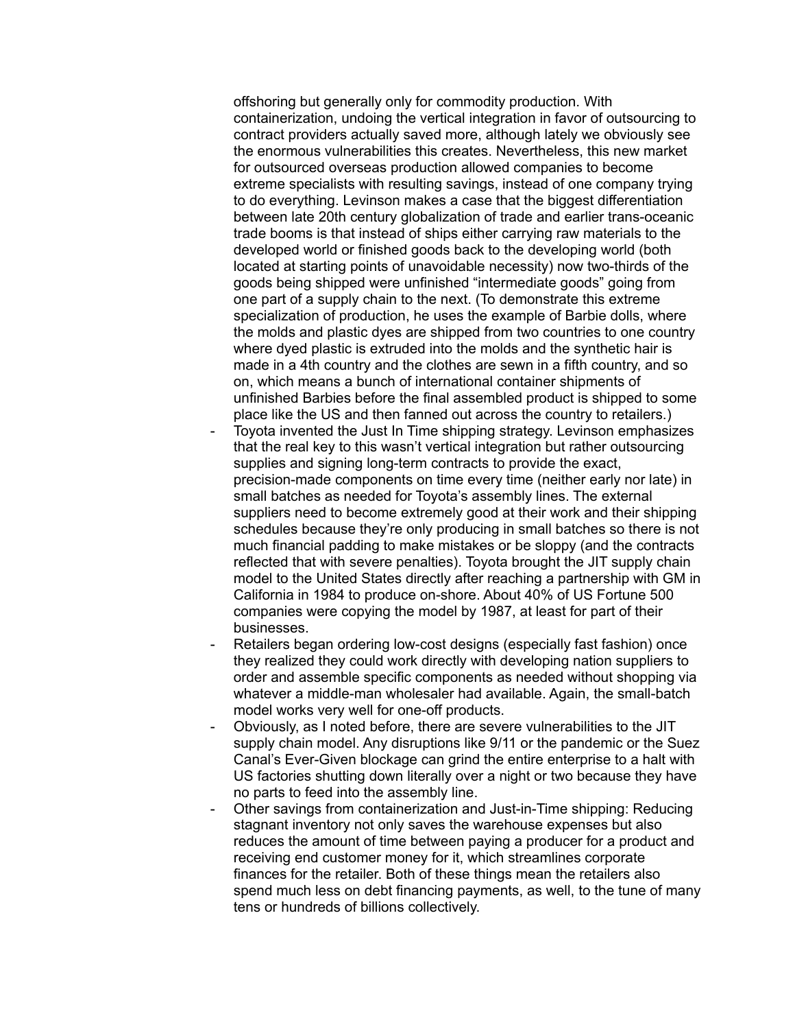offshoring but generally only for commodity production. With containerization, undoing the vertical integration in favor of outsourcing to contract providers actually saved more, although lately we obviously see the enormous vulnerabilities this creates. Nevertheless, this new market for outsourced overseas production allowed companies to become extreme specialists with resulting savings, instead of one company trying to do everything. Levinson makes a case that the biggest differentiation between late 20th century globalization of trade and earlier trans-oceanic trade booms is that instead of ships either carrying raw materials to the developed world or finished goods back to the developing world (both located at starting points of unavoidable necessity) now two-thirds of the goods being shipped were unfinished "intermediate goods" going from one part of a supply chain to the next. (To demonstrate this extreme specialization of production, he uses the example of Barbie dolls, where the molds and plastic dyes are shipped from two countries to one country where dyed plastic is extruded into the molds and the synthetic hair is made in a 4th country and the clothes are sewn in a fifth country, and so on, which means a bunch of international container shipments of unfinished Barbies before the final assembled product is shipped to some place like the US and then fanned out across the country to retailers.)

- Toyota invented the Just In Time shipping strategy. Levinson emphasizes that the real key to this wasn't vertical integration but rather outsourcing supplies and signing long-term contracts to provide the exact, precision-made components on time every time (neither early nor late) in small batches as needed for Toyota's assembly lines. The external suppliers need to become extremely good at their work and their shipping schedules because they're only producing in small batches so there is not much financial padding to make mistakes or be sloppy (and the contracts reflected that with severe penalties). Toyota brought the JIT supply chain model to the United States directly after reaching a partnership with GM in California in 1984 to produce on-shore. About 40% of US Fortune 500 companies were copying the model by 1987, at least for part of their businesses.
- Retailers began ordering low-cost designs (especially fast fashion) once they realized they could work directly with developing nation suppliers to order and assemble specific components as needed without shopping via whatever a middle-man wholesaler had available. Again, the small-batch model works very well for one-off products.
- Obviously, as I noted before, there are severe vulnerabilities to the JIT supply chain model. Any disruptions like 9/11 or the pandemic or the Suez Canal's Ever-Given blockage can grind the entire enterprise to a halt with US factories shutting down literally over a night or two because they have no parts to feed into the assembly line.
- Other savings from containerization and Just-in-Time shipping: Reducing stagnant inventory not only saves the warehouse expenses but also reduces the amount of time between paying a producer for a product and receiving end customer money for it, which streamlines corporate finances for the retailer. Both of these things mean the retailers also spend much less on debt financing payments, as well, to the tune of many tens or hundreds of billions collectively.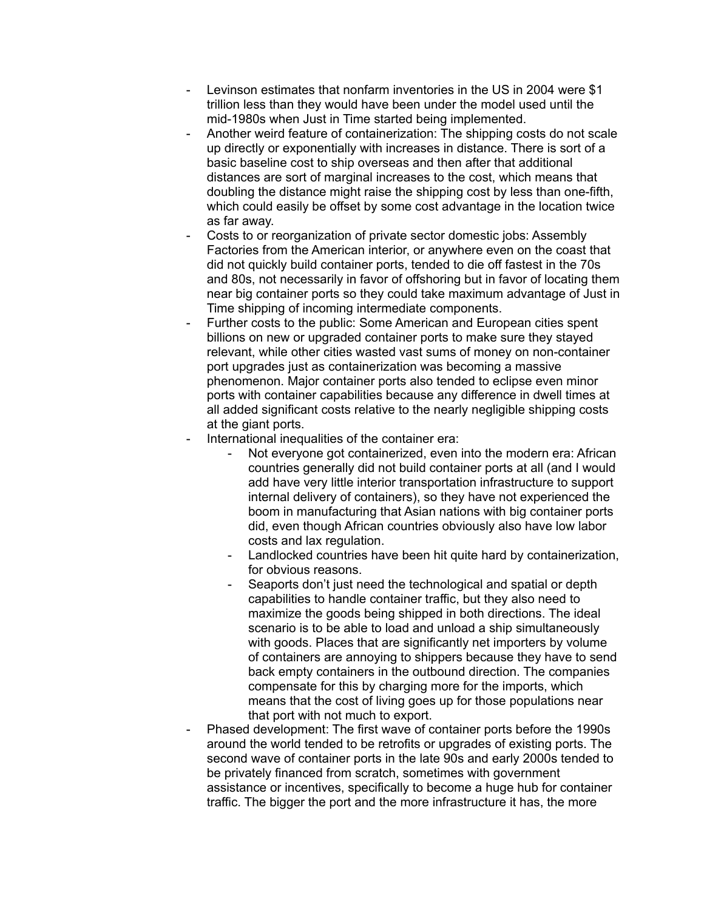- Levinson estimates that nonfarm inventories in the US in 2004 were $1 trillion less than they would have been under the model used until the mid-1980s when Just in Time started being implemented.
- Another weird feature of containerization: The shipping costs do not scale up directly or exponentially with increases in distance. There is sort of a basic baseline cost to ship overseas and then after that additional distances are sort of marginal increases to the cost, which means that doubling the distance might raise the shipping cost by less than one-fifth, which could easily be offset by some cost advantage in the location twice as far away.
- Costs to or reorganization of private sector domestic jobs: Assembly Factories from the American interior, or anywhere even on the coast that did not quickly build container ports, tended to die off fastest in the 70s and 80s, not necessarily in favor of offshoring but in favor of locating them near big container ports so they could take maximum advantage of Just in Time shipping of incoming intermediate components.
- Further costs to the public: Some American and European cities spent billions on new or upgraded container ports to make sure they stayed relevant, while other cities wasted vast sums of money on non-container port upgrades just as containerization was becoming a massive phenomenon. Major container ports also tended to eclipse even minor ports with container capabilities because any difference in dwell times at all added significant costs relative to the nearly negligible shipping costs at the giant ports.
- International inequalities of the container era:
    - Not everyone got containerized, even into the modern era: African countries generally did not build container ports at all (and I would add have very little interior transportation infrastructure to support internal delivery of containers), so they have not experienced the boom in manufacturing that Asian nations with big container ports did, even though African countries obviously also have low labor costs and lax regulation.
    - Landlocked countries have been hit quite hard by containerization, for obvious reasons.
    - Seaports don't just need the technological and spatial or depth capabilities to handle container traffic, but they also need to maximize the goods being shipped in both directions. The ideal scenario is to be able to load and unload a ship simultaneously with goods. Places that are significantly net importers by volume of containers are annoying to shippers because they have to send back empty containers in the outbound direction. The companies compensate for this by charging more for the imports, which means that the cost of living goes up for those populations near that port with not much to export.
- Phased development: The first wave of container ports before the 1990s around the world tended to be retrofits or upgrades of existing ports. The second wave of container ports in the late 90s and early 2000s tended to be privately financed from scratch, sometimes with government assistance or incentives, specifically to become a huge hub for container traffic. The bigger the port and the more infrastructure it has, the more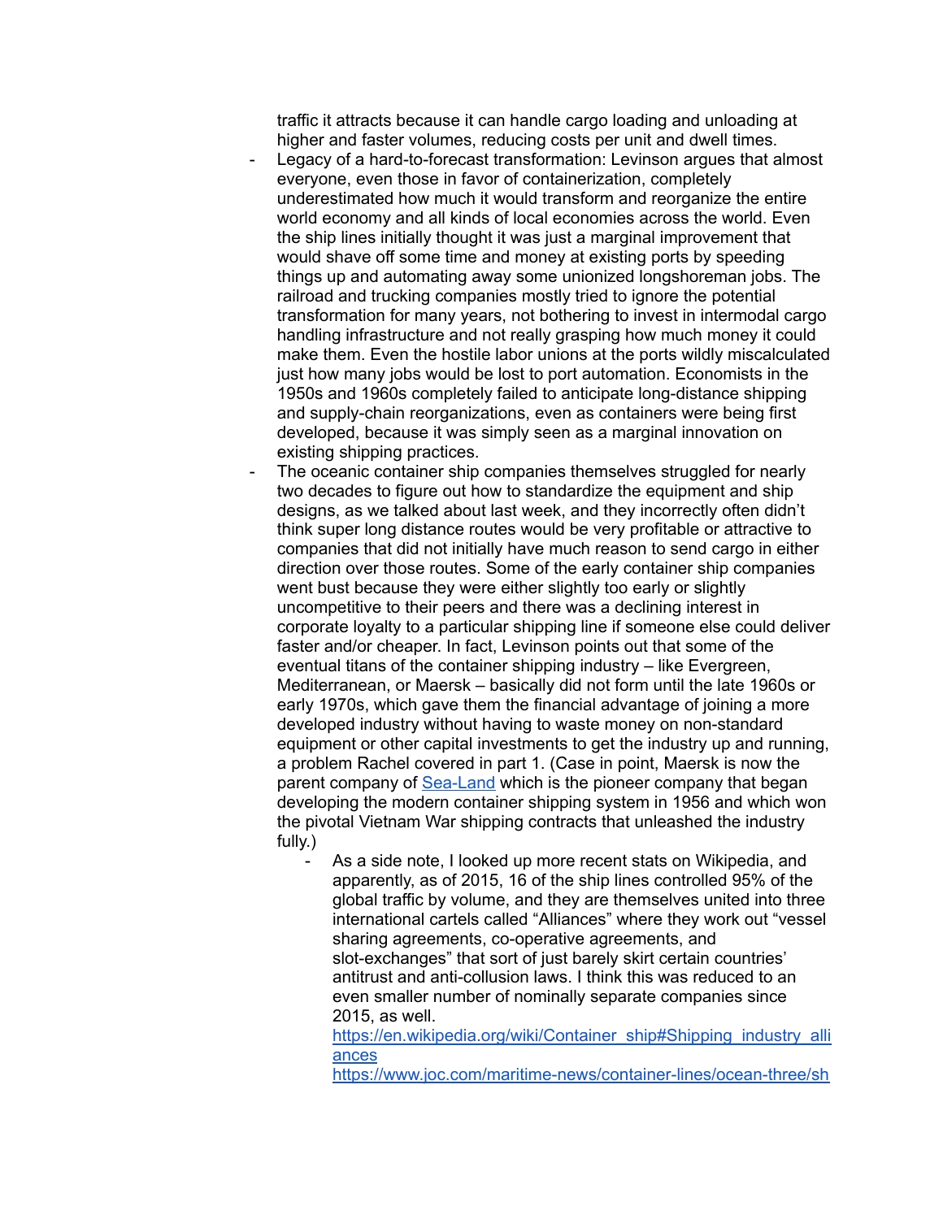traffic it attracts because it can handle cargo loading and unloading at higher and faster volumes, reducing costs per unit and dwell times.

- Legacy of a hard-to-forecast transformation: Levinson argues that almost everyone, even those in favor of containerization, completely underestimated how much it would transform and reorganize the entire world economy and all kinds of local economies across the world. Even the ship lines initially thought it was just a marginal improvement that would shave off some time and money at existing ports by speeding things up and automating away some unionized longshoreman jobs. The railroad and trucking companies mostly tried to ignore the potential transformation for many years, not bothering to invest in intermodal cargo handling infrastructure and not really grasping how much money it could make them. Even the hostile labor unions at the ports wildly miscalculated just how many jobs would be lost to port automation. Economists in the 1950s and 1960s completely failed to anticipate long-distance shipping and supply-chain reorganizations, even as containers were being first developed, because it was simply seen as a marginal innovation on existing shipping practices.
- The oceanic container ship companies themselves struggled for nearly two decades to figure out how to standardize the equipment and ship designs, as we talked about last week, and they incorrectly often didn't think super long distance routes would be very profitable or attractive to companies that did not initially have much reason to send cargo in either direction over those routes. Some of the early container ship companies went bust because they were either slightly too early or slightly uncompetitive to their peers and there was a declining interest in corporate loyalty to a particular shipping line if someone else could deliver faster and/or cheaper. In fact, Levinson points out that some of the eventual titans of the container shipping industry – like Evergreen, Mediterranean, or Maersk – basically did not form until the late 1960s or early 1970s, which gave them the financial advantage of joining a more developed industry without having to waste money on non-standard equipment or other capital investments to get the industry up and running, a problem Rachel covered in part 1. (Case in point, Maersk is now the parent company of [Sea-Land](#) which is the pioneer company that began developing the modern container shipping system in 1956 and which won the pivotal Vietnam War shipping contracts that unleashed the industry fully.)
    - As a side note, I looked up more recent stats on Wikipedia, and apparently, as of 2015, 16 of the ship lines controlled 95% of the global traffic by volume, and they are themselves united into three international cartels called "Alliances" where they work out "vessel sharing agreements, co-operative agreements, and slot-exchanges" that sort of just barely skirt certain countries' antitrust and anti-collusion laws. I think this was reduced to an even smaller number of nominally separate companies since 2015, as well.
      https://en.wikipedia.org/wiki/Container_ship#Shipping_industry_alliances
      https://www.joc.com/maritime-news/container-lines/ocean-three/sh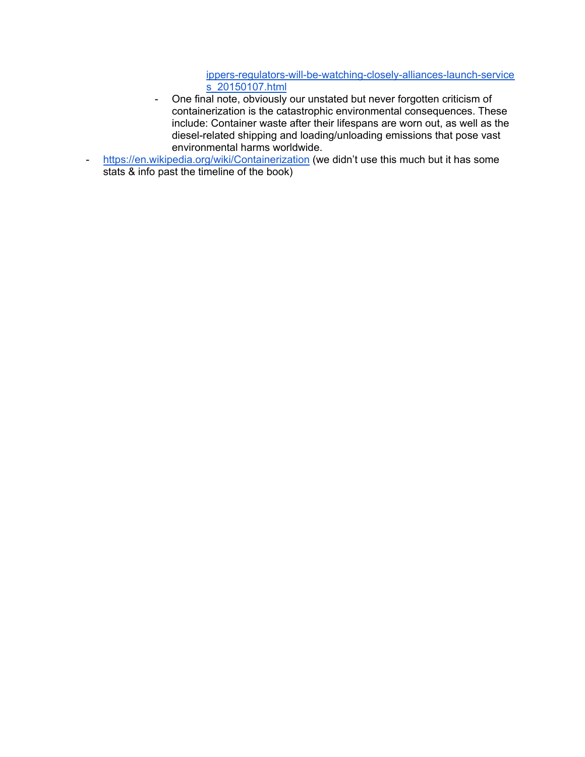ippers-regulators-will-be-watching-closely-alliances-launch-services_20150107.html

    - One final note, obviously our unstated but never forgotten criticism of containerization is the catastrophic environmental consequences. These include: Container waste after their lifespans are worn out, as well as the diesel-related shipping and loading/unloading emissions that pose vast environmental harms worldwide.

- https://en.wikipedia.org/wiki/Containerization (we didn't use this much but it has some stats & info past the timeline of the book)